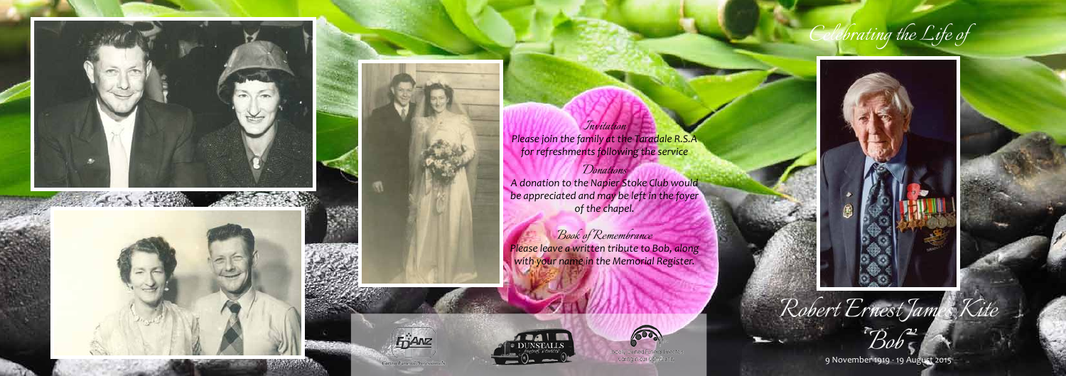*Invitation*

*Please join the family at the Taradale R.S.A for refreshments following the service*

*Donations*

*A donation to the Napier Stoke Club would be appreciated and may be left in the foyer of the chapel.*

*Book of Remembrance*

*Please leave a written tribute to Bob, along with your name in the Memorial Register.*

FDANZ

DUNSTALLS

# *Celebrating the Life of*

# *Robert Ernest James Kite*

## *"Bob"*

9 November 1919 - 19 August 2015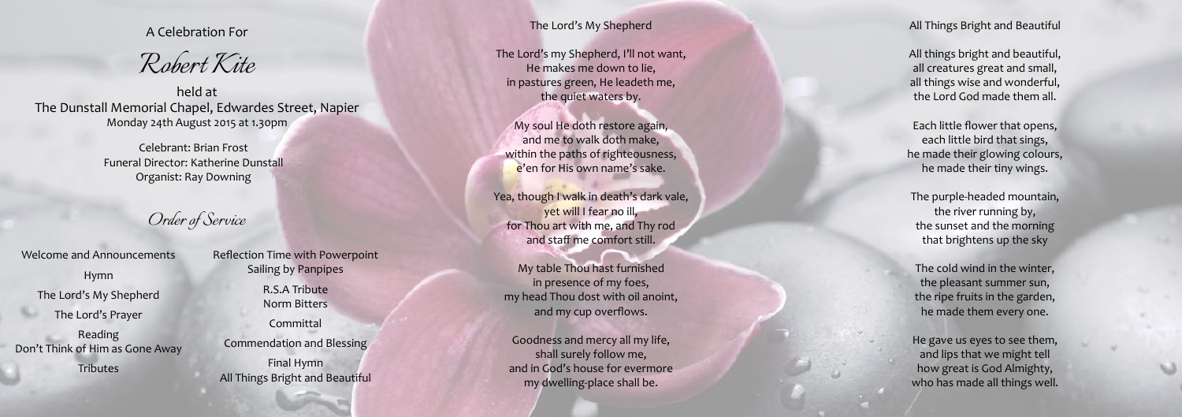A Celebration For

# *Robert Kite*

held at
The Dunstall Memorial Chapel, Edwardes Street, Napier
Monday 24th August 2015 at 1.30pm

Celebrant: Brian Frost
Funeral Director: Katherine Dunstall
Organist: Ray Downing

## *Order of Service*

Welcome and Announcements

Hymn
The Lord's My Shepherd

The Lord's Prayer

Reading
Don't Think of Him as Gone Away

Tributes

Reflection Time with Powerpoint
Sailing by Panpipes

R.S.A Tribute
Norm Bitters

Committal

Commendation and Blessing

Final Hymn
All Things Bright and Beautiful

## The Lord's My Shepherd

The Lord's my Shepherd, I'll not want,
He makes me down to lie,
in pastures green, He leadeth me,
the quiet waters by.

My soul He doth restore again,
and me to walk doth make,
within the paths of righteousness,
e'en for His own name's sake.

Yea, though I walk in death's dark vale,
yet will I fear no ill,
for Thou art with me, and Thy rod
and staff me comfort still.

My table Thou hast furnished
in presence of my foes,
my head Thou dost with oil anoint,
and my cup overflows.

Goodness and mercy all my life,
shall surely follow me,
and in God's house for evermore
my dwelling-place shall be.

## All Things Bright and Beautiful

All things bright and beautiful,
all creatures great and small,
all things wise and wonderful,
the Lord God made them all.

Each little flower that opens,
each little bird that sings,
he made their glowing colours,
he made their tiny wings.

The purple-headed mountain,
the river running by,
the sunset and the morning
that brightens up the sky

The cold wind in the winter,
the pleasant summer sun,
the ripe fruits in the garden,
he made them every one.

He gave us eyes to see them,
and lips that we might tell
how great is God Almighty,
who has made all things well.